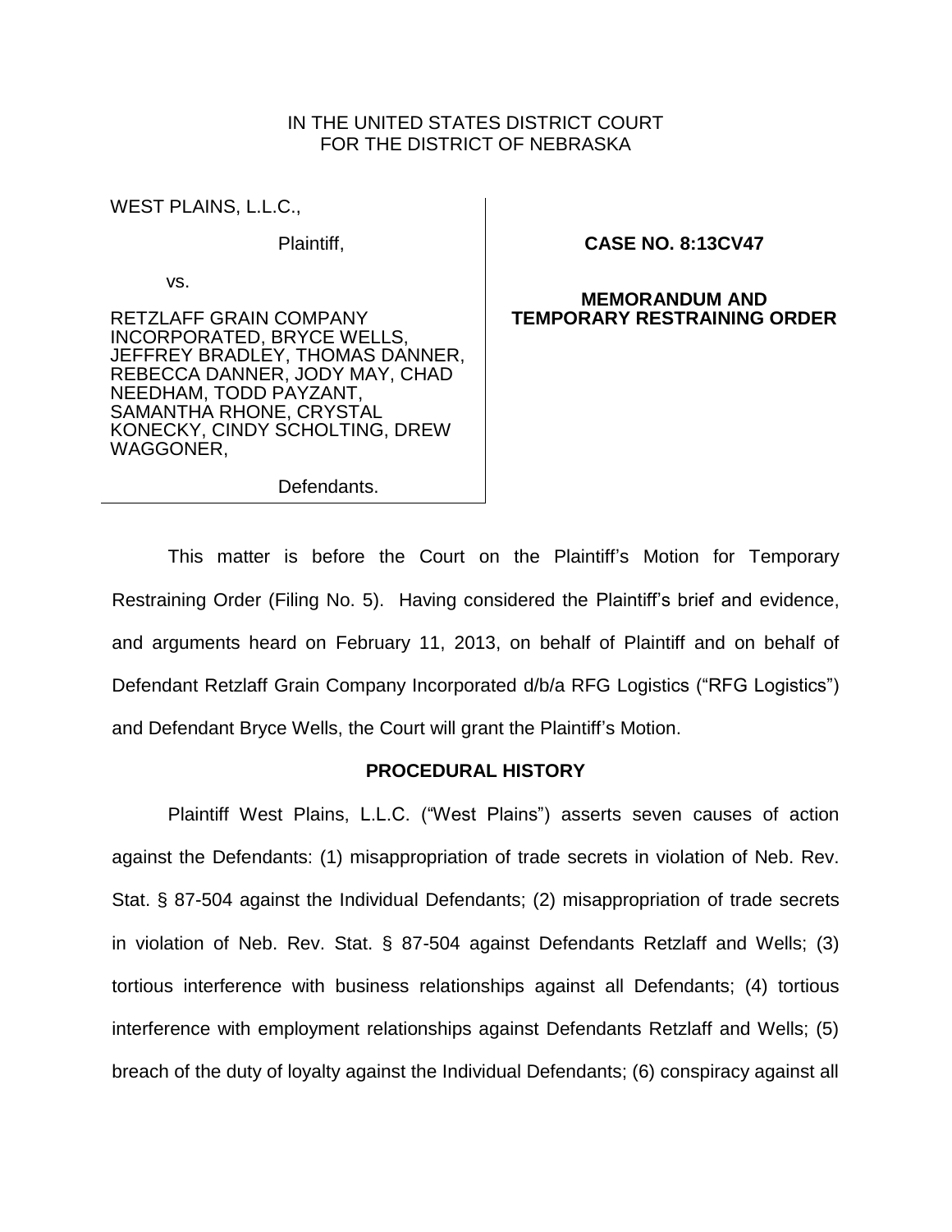IN THE UNITED STATES DISTRICT COURT
FOR THE DISTRICT OF NEBRASKA

WEST PLAINS, L.L.C.,

Plaintiff,

vs.

RETZLAFF GRAIN COMPANY INCORPORATED, BRYCE WELLS, JEFFREY BRADLEY, THOMAS DANNER, REBECCA DANNER, JODY MAY, CHAD NEEDHAM, TODD PAYZANT, SAMANTHA RHONE, CRYSTAL KONECKY, CINDY SCHOLTING, DREW WAGGONER,

Defendants.

**CASE NO. 8:13CV47**

**MEMORANDUM AND TEMPORARY RESTRAINING ORDER**

This matter is before the Court on the Plaintiff's Motion for Temporary Restraining Order (Filing No. 5). Having considered the Plaintiff's brief and evidence, and arguments heard on February 11, 2013, on behalf of Plaintiff and on behalf of Defendant Retzlaff Grain Company Incorporated d/b/a RFG Logistics ("RFG Logistics") and Defendant Bryce Wells, the Court will grant the Plaintiff's Motion.

## PROCEDURAL HISTORY

Plaintiff West Plains, L.L.C. ("West Plains") asserts seven causes of action against the Defendants: (1) misappropriation of trade secrets in violation of Neb. Rev. Stat. § 87-504 against the Individual Defendants; (2) misappropriation of trade secrets in violation of Neb. Rev. Stat. § 87-504 against Defendants Retzlaff and Wells; (3) tortious interference with business relationships against all Defendants; (4) tortious interference with employment relationships against Defendants Retzlaff and Wells; (5) breach of the duty of loyalty against the Individual Defendants; (6) conspiracy against all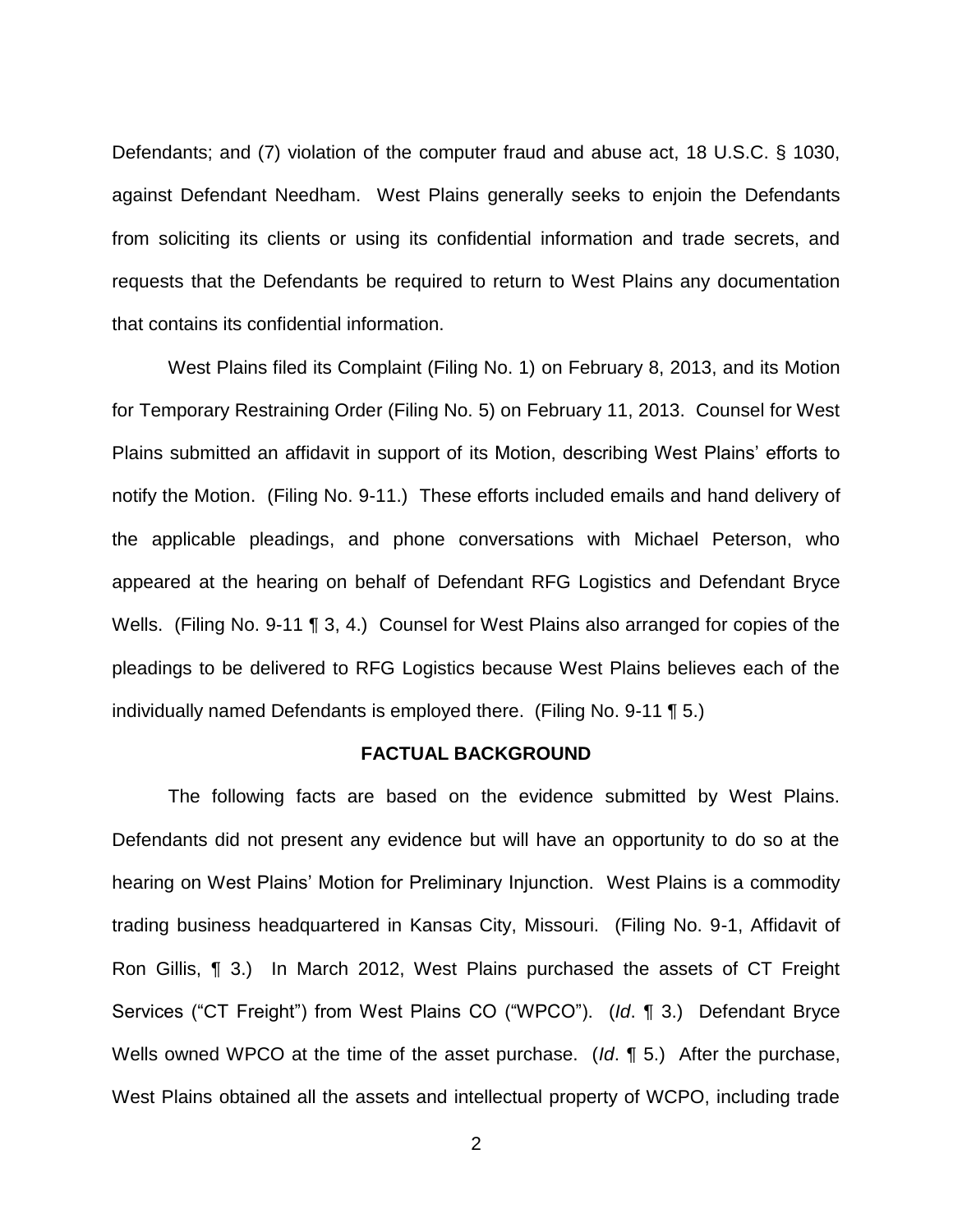Defendants; and (7) violation of the computer fraud and abuse act, 18 U.S.C. § 1030, against Defendant Needham. West Plains generally seeks to enjoin the Defendants from soliciting its clients or using its confidential information and trade secrets, and requests that the Defendants be required to return to West Plains any documentation that contains its confidential information.

West Plains filed its Complaint (Filing No. 1) on February 8, 2013, and its Motion for Temporary Restraining Order (Filing No. 5) on February 11, 2013. Counsel for West Plains submitted an affidavit in support of its Motion, describing West Plains' efforts to notify the Motion. (Filing No. 9-11.) These efforts included emails and hand delivery of the applicable pleadings, and phone conversations with Michael Peterson, who appeared at the hearing on behalf of Defendant RFG Logistics and Defendant Bryce Wells. (Filing No. 9-11 ¶ 3, 4.) Counsel for West Plains also arranged for copies of the pleadings to be delivered to RFG Logistics because West Plains believes each of the individually named Defendants is employed there. (Filing No. 9-11 ¶ 5.)

## FACTUAL BACKGROUND

The following facts are based on the evidence submitted by West Plains. Defendants did not present any evidence but will have an opportunity to do so at the hearing on West Plains' Motion for Preliminary Injunction. West Plains is a commodity trading business headquartered in Kansas City, Missouri. (Filing No. 9-1, Affidavit of Ron Gillis, ¶ 3.) In March 2012, West Plains purchased the assets of CT Freight Services ("CT Freight") from West Plains CO ("WPCO"). (*Id*. ¶ 3.) Defendant Bryce Wells owned WPCO at the time of the asset purchase. (*Id*. ¶ 5.) After the purchase, West Plains obtained all the assets and intellectual property of WCPO, including trade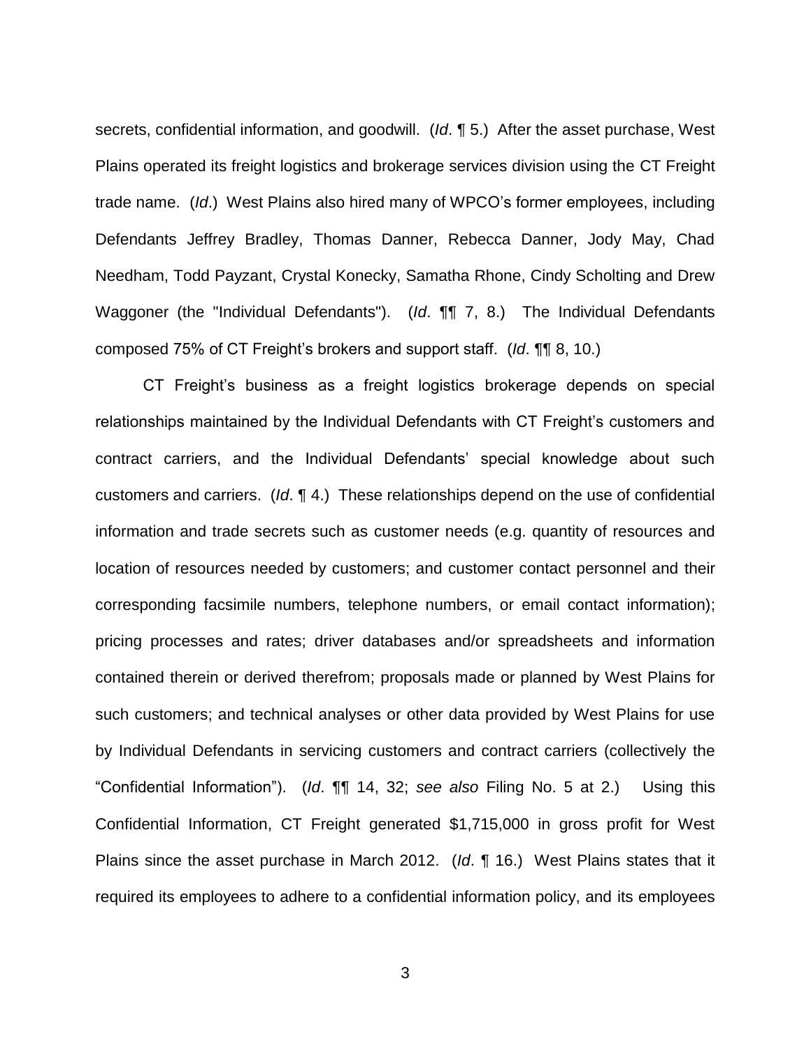secrets, confidential information, and goodwill. (*Id*. ¶ 5.) After the asset purchase, West Plains operated its freight logistics and brokerage services division using the CT Freight trade name. (*Id*.) West Plains also hired many of WPCO's former employees, including Defendants Jeffrey Bradley, Thomas Danner, Rebecca Danner, Jody May, Chad Needham, Todd Payzant, Crystal Konecky, Samatha Rhone, Cindy Scholting and Drew Waggoner (the "Individual Defendants"). (*Id*. ¶¶ 7, 8.) The Individual Defendants composed 75% of CT Freight's brokers and support staff. (*Id*. ¶¶ 8, 10.)

CT Freight's business as a freight logistics brokerage depends on special relationships maintained by the Individual Defendants with CT Freight's customers and contract carriers, and the Individual Defendants' special knowledge about such customers and carriers. (*Id*. ¶ 4.) These relationships depend on the use of confidential information and trade secrets such as customer needs (e.g. quantity of resources and location of resources needed by customers; and customer contact personnel and their corresponding facsimile numbers, telephone numbers, or email contact information); pricing processes and rates; driver databases and/or spreadsheets and information contained therein or derived therefrom; proposals made or planned by West Plains for such customers; and technical analyses or other data provided by West Plains for use by Individual Defendants in servicing customers and contract carriers (collectively the "Confidential Information"). (*Id*. ¶¶ 14, 32; *see also* Filing No. 5 at 2.) Using this Confidential Information, CT Freight generated $1,715,000 in gross profit for West Plains since the asset purchase in March 2012. (*Id*. ¶ 16.) West Plains states that it required its employees to adhere to a confidential information policy, and its employees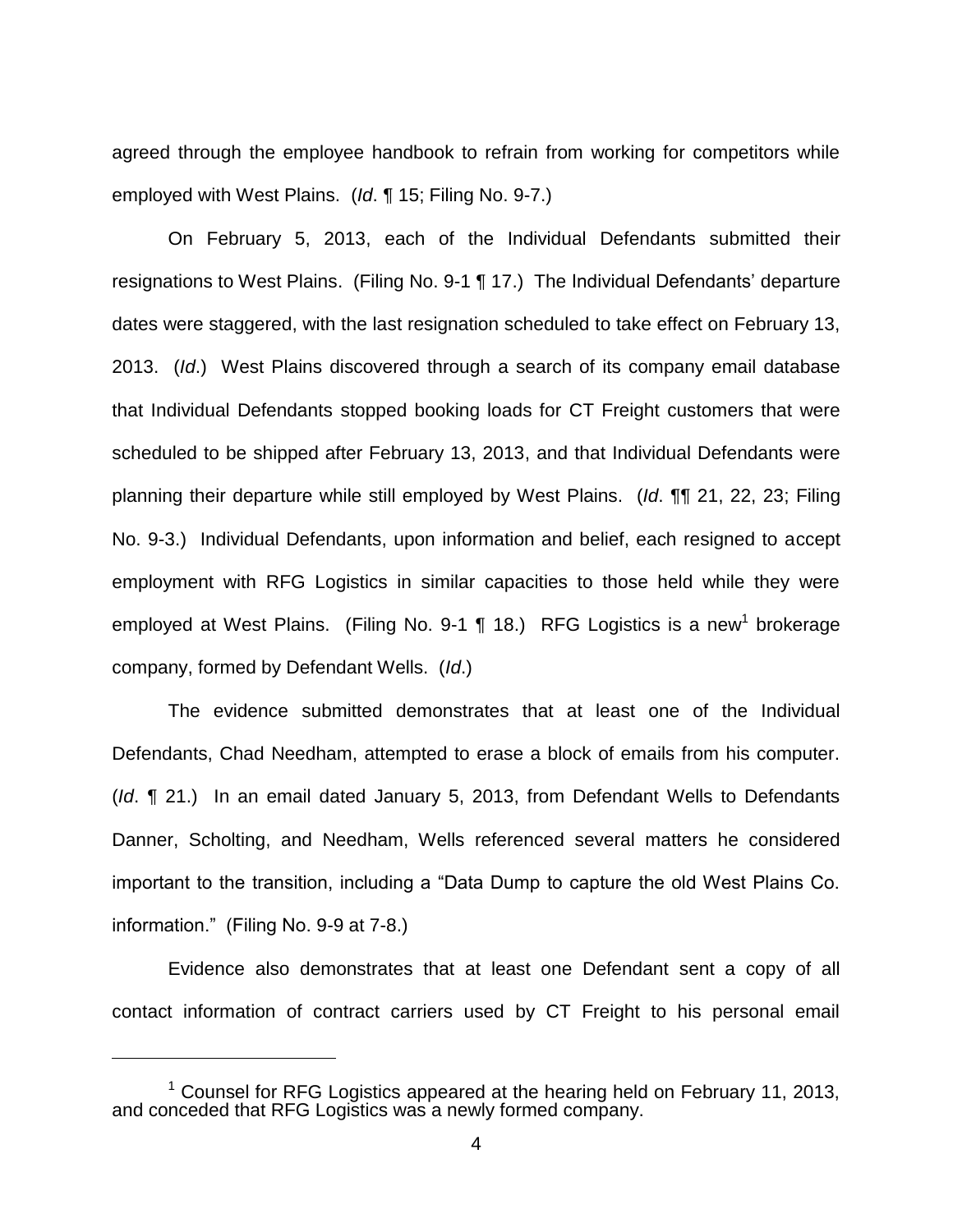agreed through the employee handbook to refrain from working for competitors while employed with West Plains. (*Id*. ¶ 15; Filing No. 9-7.)

On February 5, 2013, each of the Individual Defendants submitted their resignations to West Plains. (Filing No. 9-1 ¶ 17.) The Individual Defendants' departure dates were staggered, with the last resignation scheduled to take effect on February 13, 2013. (*Id*.) West Plains discovered through a search of its company email database that Individual Defendants stopped booking loads for CT Freight customers that were scheduled to be shipped after February 13, 2013, and that Individual Defendants were planning their departure while still employed by West Plains. (*Id*. ¶¶ 21, 22, 23; Filing No. 9-3.) Individual Defendants, upon information and belief, each resigned to accept employment with RFG Logistics in similar capacities to those held while they were employed at West Plains. (Filing No. 9-1 ¶ 18.) RFG Logistics is a new[1] brokerage company, formed by Defendant Wells. (*Id*.)

The evidence submitted demonstrates that at least one of the Individual Defendants, Chad Needham, attempted to erase a block of emails from his computer. (*Id*. ¶ 21.) In an email dated January 5, 2013, from Defendant Wells to Defendants Danner, Scholting, and Needham, Wells referenced several matters he considered important to the transition, including a "Data Dump to capture the old West Plains Co. information." (Filing No. 9-9 at 7-8.)

Evidence also demonstrates that at least one Defendant sent a copy of all contact information of contract carriers used by CT Freight to his personal email

[1] Counsel for RFG Logistics appeared at the hearing held on February 11, 2013, and conceded that RFG Logistics was a newly formed company.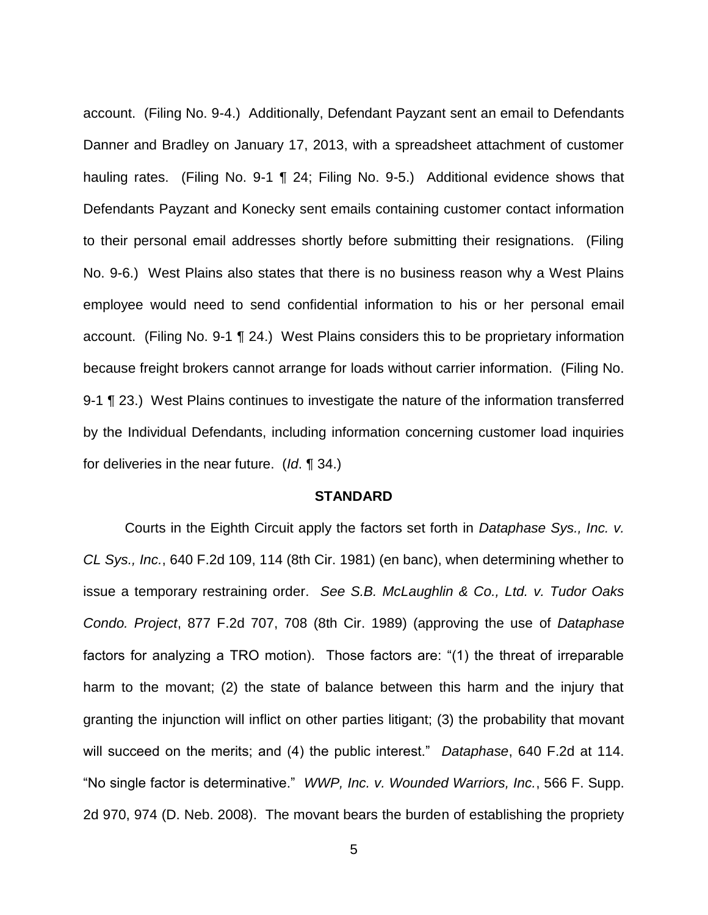account. (Filing No. 9-4.) Additionally, Defendant Payzant sent an email to Defendants Danner and Bradley on January 17, 2013, with a spreadsheet attachment of customer hauling rates. (Filing No. 9-1 ¶ 24; Filing No. 9-5.) Additional evidence shows that Defendants Payzant and Konecky sent emails containing customer contact information to their personal email addresses shortly before submitting their resignations. (Filing No. 9-6.) West Plains also states that there is no business reason why a West Plains employee would need to send confidential information to his or her personal email account. (Filing No. 9-1 ¶ 24.) West Plains considers this to be proprietary information because freight brokers cannot arrange for loads without carrier information. (Filing No. 9-1 ¶ 23.) West Plains continues to investigate the nature of the information transferred by the Individual Defendants, including information concerning customer load inquiries for deliveries in the near future. (*Id*. ¶ 34.)

## STANDARD

Courts in the Eighth Circuit apply the factors set forth in *Dataphase Sys., Inc. v. CL Sys., Inc.*, 640 F.2d 109, 114 (8th Cir. 1981) (en banc), when determining whether to issue a temporary restraining order. *See S.B. McLaughlin & Co., Ltd. v. Tudor Oaks Condo. Project*, 877 F.2d 707, 708 (8th Cir. 1989) (approving the use of *Dataphase* factors for analyzing a TRO motion). Those factors are: "(1) the threat of irreparable harm to the movant; (2) the state of balance between this harm and the injury that granting the injunction will inflict on other parties litigant; (3) the probability that movant will succeed on the merits; and (4) the public interest." *Dataphase*, 640 F.2d at 114. "No single factor is determinative." *WWP, Inc. v. Wounded Warriors, Inc.*, 566 F. Supp. 2d 970, 974 (D. Neb. 2008). The movant bears the burden of establishing the propriety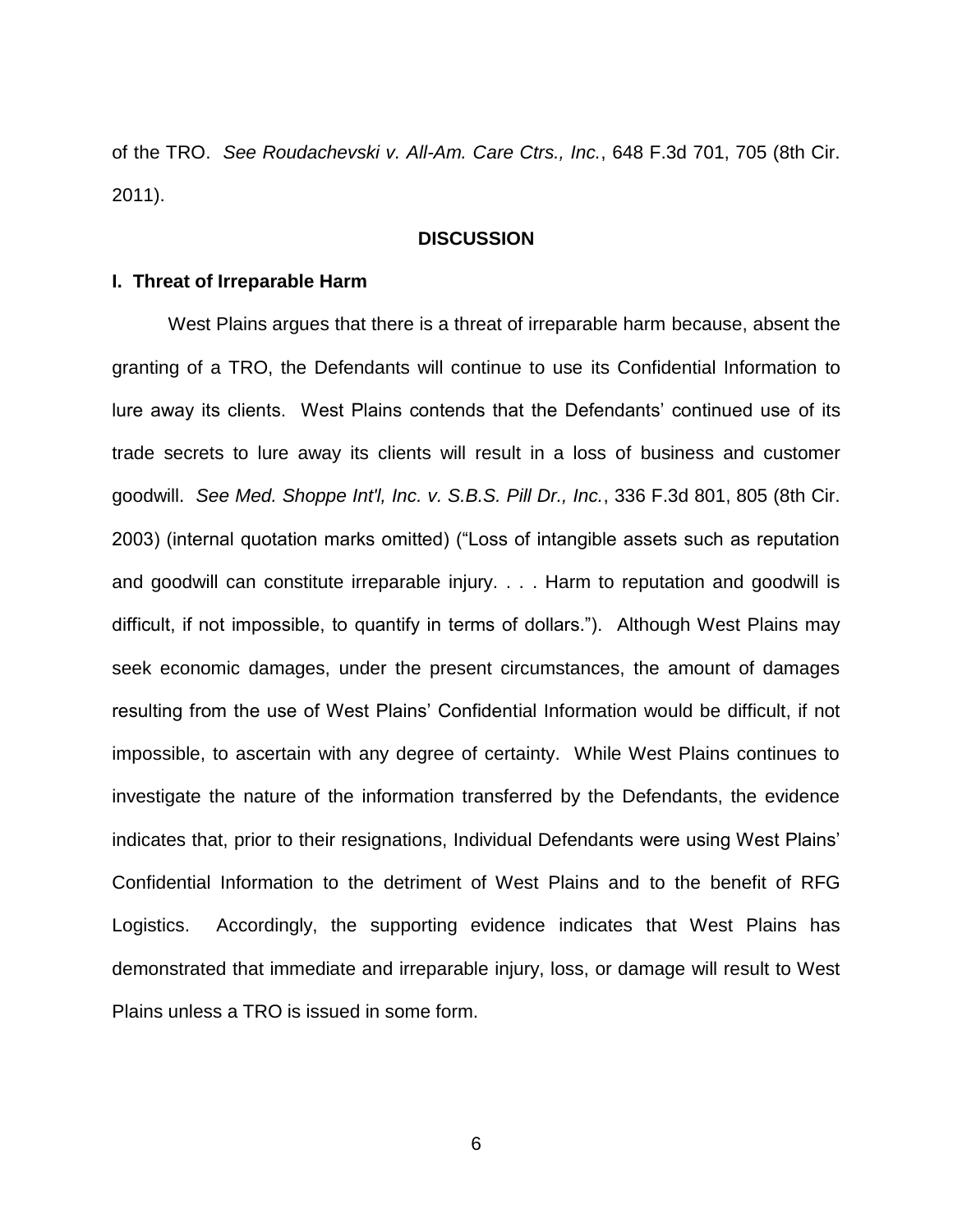of the TRO. *See Roudachevski v. All-Am. Care Ctrs., Inc.*, 648 F.3d 701, 705 (8th Cir. 2011).

## DISCUSSION

### I. Threat of Irreparable Harm

West Plains argues that there is a threat of irreparable harm because, absent the granting of a TRO, the Defendants will continue to use its Confidential Information to lure away its clients. West Plains contends that the Defendants' continued use of its trade secrets to lure away its clients will result in a loss of business and customer goodwill. *See Med. Shoppe Int'l, Inc. v. S.B.S. Pill Dr., Inc.*, 336 F.3d 801, 805 (8th Cir. 2003) (internal quotation marks omitted) ("Loss of intangible assets such as reputation and goodwill can constitute irreparable injury. . . . Harm to reputation and goodwill is difficult, if not impossible, to quantify in terms of dollars."). Although West Plains may seek economic damages, under the present circumstances, the amount of damages resulting from the use of West Plains' Confidential Information would be difficult, if not impossible, to ascertain with any degree of certainty. While West Plains continues to investigate the nature of the information transferred by the Defendants, the evidence indicates that, prior to their resignations, Individual Defendants were using West Plains' Confidential Information to the detriment of West Plains and to the benefit of RFG Logistics. Accordingly, the supporting evidence indicates that West Plains has demonstrated that immediate and irreparable injury, loss, or damage will result to West Plains unless a TRO is issued in some form.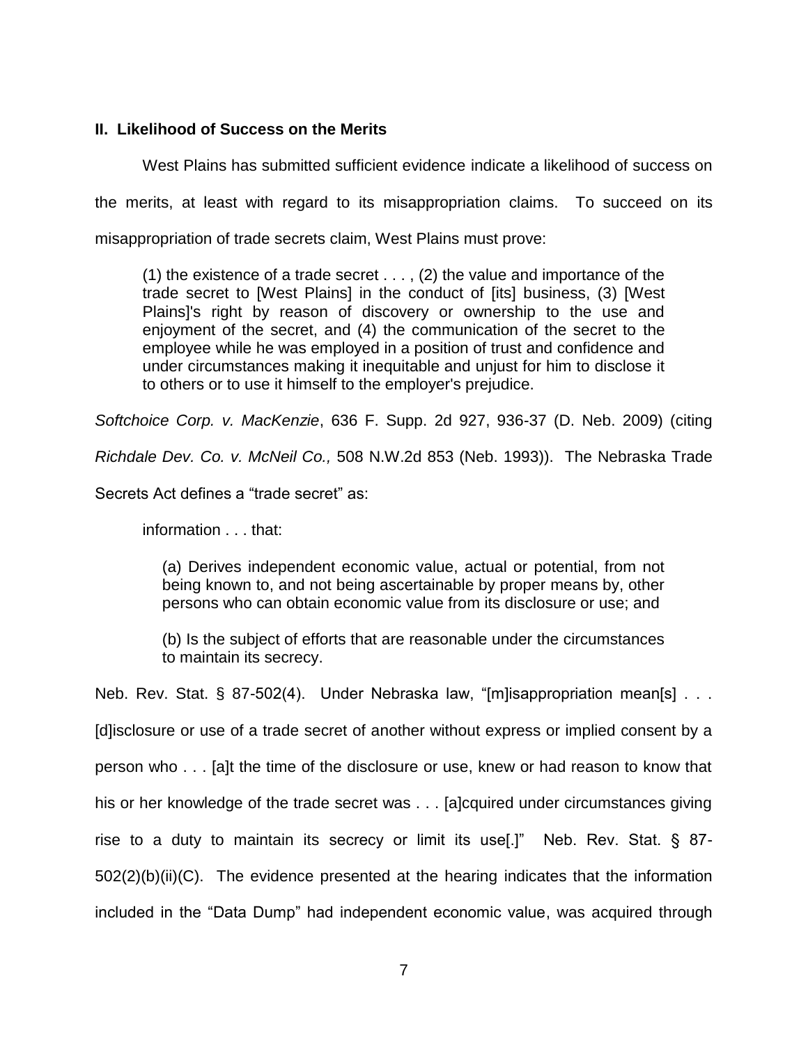### II. Likelihood of Success on the Merits

West Plains has submitted sufficient evidence indicate a likelihood of success on the merits, at least with regard to its misappropriation claims. To succeed on its misappropriation of trade secrets claim, West Plains must prove:

> (1) the existence of a trade secret . . . , (2) the value and importance of the trade secret to [West Plains] in the conduct of [its] business, (3) [West Plains]'s right by reason of discovery or ownership to the use and enjoyment of the secret, and (4) the communication of the secret to the employee while he was employed in a position of trust and confidence and under circumstances making it inequitable and unjust for him to disclose it to others or to use it himself to the employer's prejudice.

*Softchoice Corp. v. MacKenzie*, 636 F. Supp. 2d 927, 936-37 (D. Neb. 2009) (citing *Richdale Dev. Co. v. McNeil Co.,* 508 N.W.2d 853 (Neb. 1993)). The Nebraska Trade Secrets Act defines a "trade secret" as:

> information . . . that:
>
> (a) Derives independent economic value, actual or potential, from not being known to, and not being ascertainable by proper means by, other persons who can obtain economic value from its disclosure or use; and
>
> (b) Is the subject of efforts that are reasonable under the circumstances to maintain its secrecy.

Neb. Rev. Stat. § 87-502(4). Under Nebraska law, "[m]isappropriation mean[s] . . . [d]isclosure or use of a trade secret of another without express or implied consent by a person who . . . [a]t the time of the disclosure or use, knew or had reason to know that his or her knowledge of the trade secret was . . . [a]cquired under circumstances giving rise to a duty to maintain its secrecy or limit its use[.]" Neb. Rev. Stat. § 87-502(2)(b)(ii)(C). The evidence presented at the hearing indicates that the information included in the "Data Dump" had independent economic value, was acquired through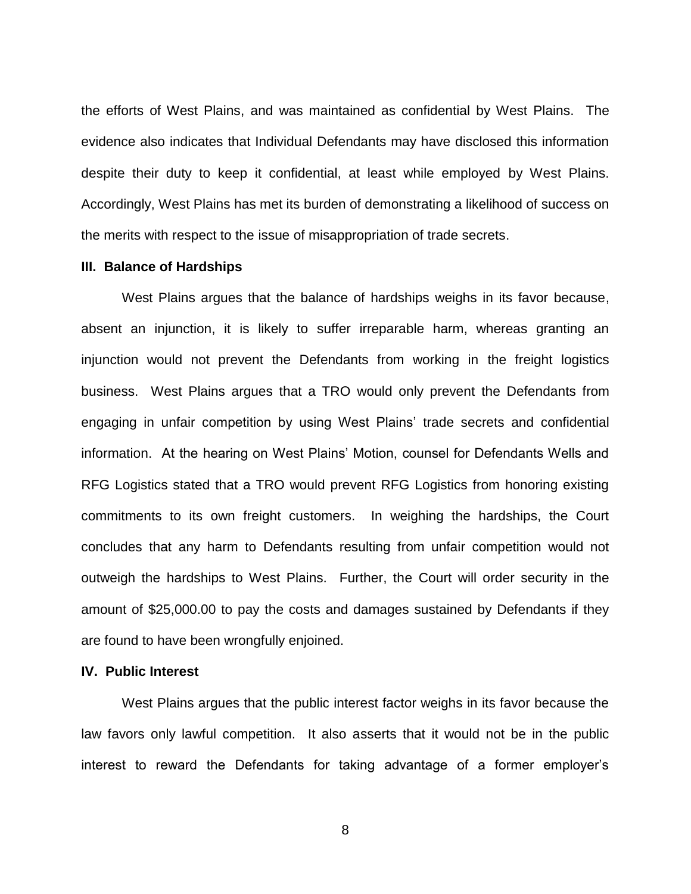the efforts of West Plains, and was maintained as confidential by West Plains. The evidence also indicates that Individual Defendants may have disclosed this information despite their duty to keep it confidential, at least while employed by West Plains. Accordingly, West Plains has met its burden of demonstrating a likelihood of success on the merits with respect to the issue of misappropriation of trade secrets.

**III. Balance of Hardships**

West Plains argues that the balance of hardships weighs in its favor because, absent an injunction, it is likely to suffer irreparable harm, whereas granting an injunction would not prevent the Defendants from working in the freight logistics business. West Plains argues that a TRO would only prevent the Defendants from engaging in unfair competition by using West Plains' trade secrets and confidential information. At the hearing on West Plains' Motion, counsel for Defendants Wells and RFG Logistics stated that a TRO would prevent RFG Logistics from honoring existing commitments to its own freight customers. In weighing the hardships, the Court concludes that any harm to Defendants resulting from unfair competition would not outweigh the hardships to West Plains. Further, the Court will order security in the amount of $25,000.00 to pay the costs and damages sustained by Defendants if they are found to have been wrongfully enjoined.

**IV. Public Interest**

West Plains argues that the public interest factor weighs in its favor because the law favors only lawful competition. It also asserts that it would not be in the public interest to reward the Defendants for taking advantage of a former employer's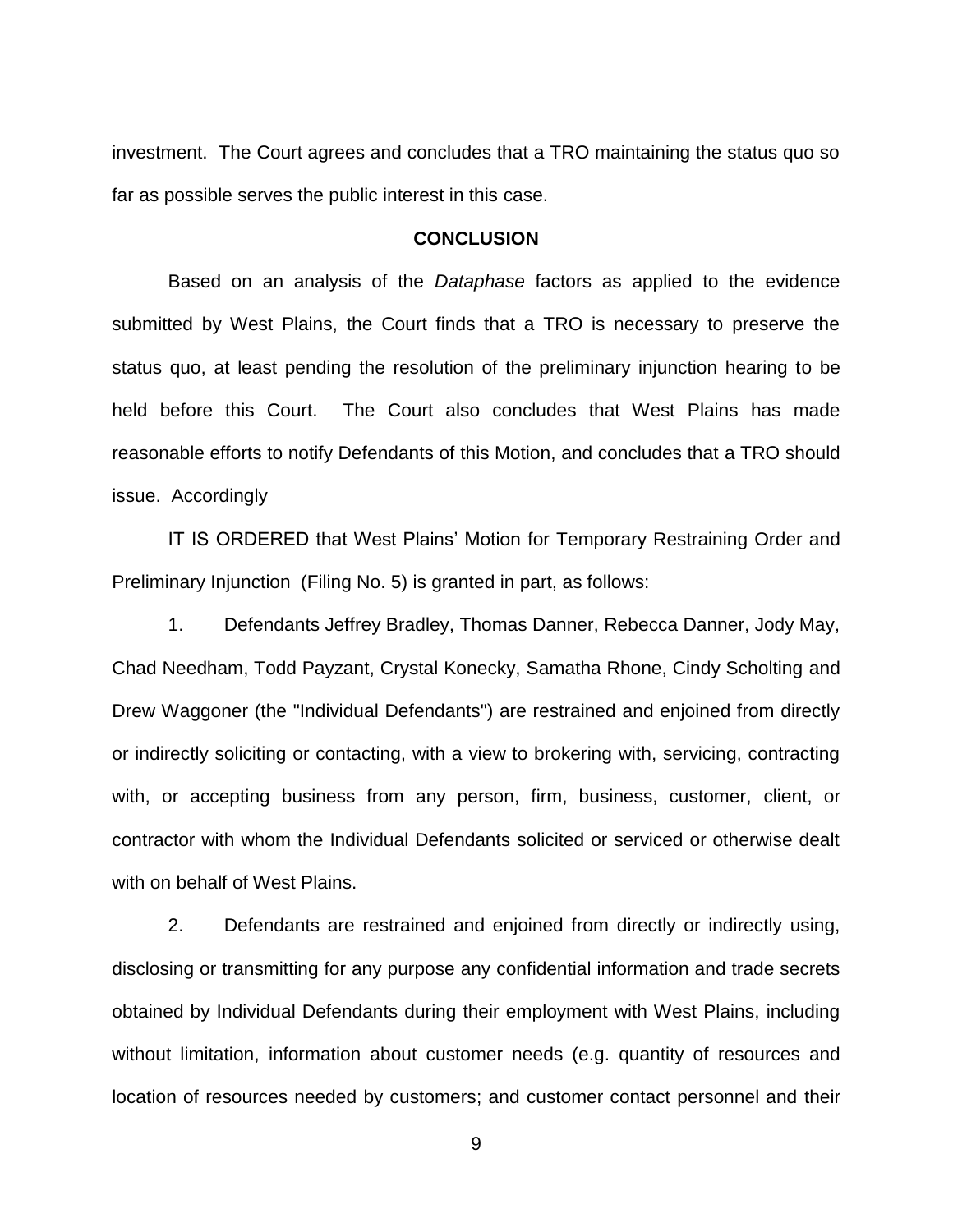investment. The Court agrees and concludes that a TRO maintaining the status quo so far as possible serves the public interest in this case.

## CONCLUSION

Based on an analysis of the *Dataphase* factors as applied to the evidence submitted by West Plains, the Court finds that a TRO is necessary to preserve the status quo, at least pending the resolution of the preliminary injunction hearing to be held before this Court. The Court also concludes that West Plains has made reasonable efforts to notify Defendants of this Motion, and concludes that a TRO should issue. Accordingly

IT IS ORDERED that West Plains' Motion for Temporary Restraining Order and Preliminary Injunction (Filing No. 5) is granted in part, as follows:

1. Defendants Jeffrey Bradley, Thomas Danner, Rebecca Danner, Jody May, Chad Needham, Todd Payzant, Crystal Konecky, Samatha Rhone, Cindy Scholting and Drew Waggoner (the "Individual Defendants") are restrained and enjoined from directly or indirectly soliciting or contacting, with a view to brokering with, servicing, contracting with, or accepting business from any person, firm, business, customer, client, or contractor with whom the Individual Defendants solicited or serviced or otherwise dealt with on behalf of West Plains.

2. Defendants are restrained and enjoined from directly or indirectly using, disclosing or transmitting for any purpose any confidential information and trade secrets obtained by Individual Defendants during their employment with West Plains, including without limitation, information about customer needs (e.g. quantity of resources and location of resources needed by customers; and customer contact personnel and their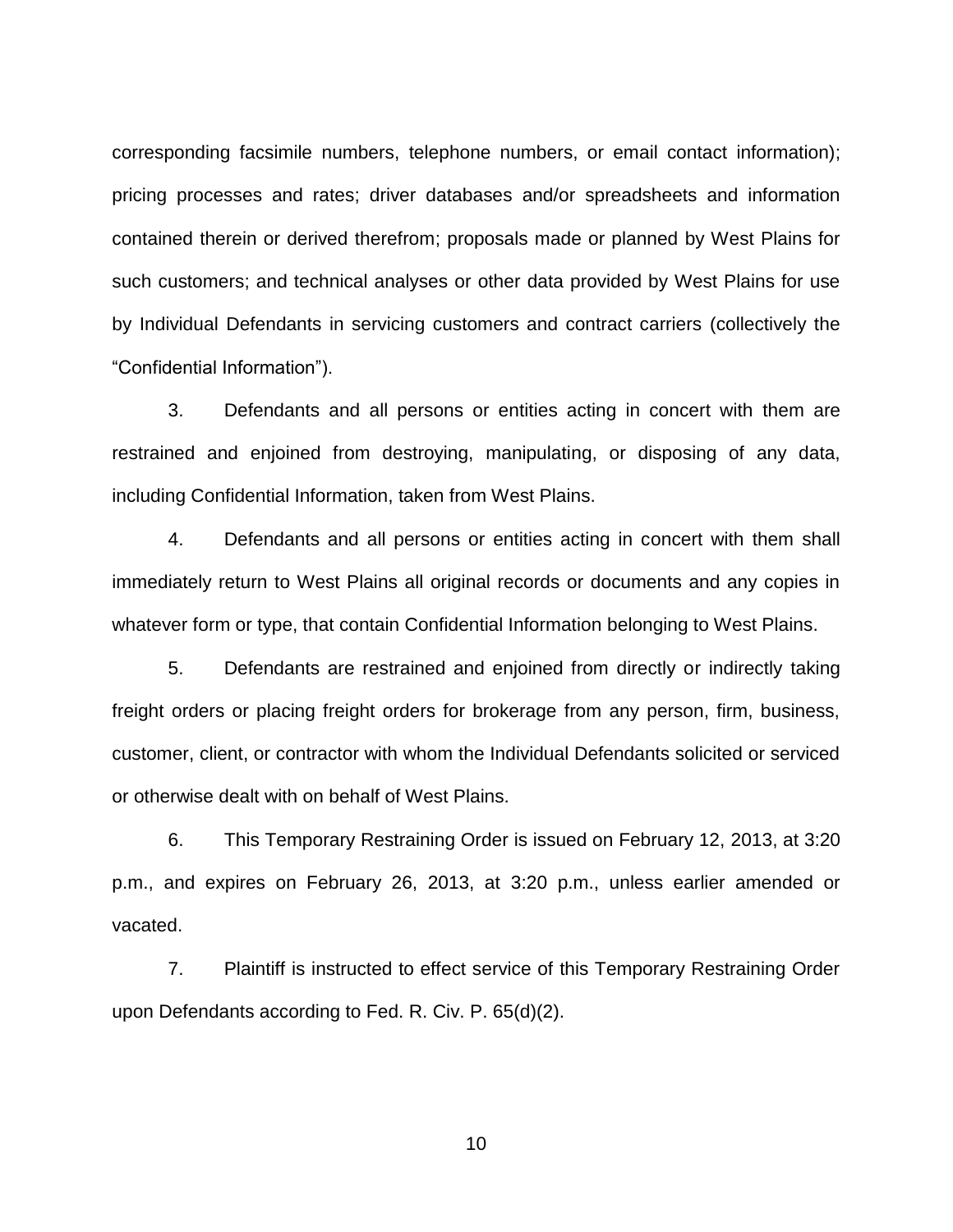corresponding facsimile numbers, telephone numbers, or email contact information); pricing processes and rates; driver databases and/or spreadsheets and information contained therein or derived therefrom; proposals made or planned by West Plains for such customers; and technical analyses or other data provided by West Plains for use by Individual Defendants in servicing customers and contract carriers (collectively the "Confidential Information").

3. Defendants and all persons or entities acting in concert with them are restrained and enjoined from destroying, manipulating, or disposing of any data, including Confidential Information, taken from West Plains.

4. Defendants and all persons or entities acting in concert with them shall immediately return to West Plains all original records or documents and any copies in whatever form or type, that contain Confidential Information belonging to West Plains.

5. Defendants are restrained and enjoined from directly or indirectly taking freight orders or placing freight orders for brokerage from any person, firm, business, customer, client, or contractor with whom the Individual Defendants solicited or serviced or otherwise dealt with on behalf of West Plains.

6. This Temporary Restraining Order is issued on February 12, 2013, at 3:20 p.m., and expires on February 26, 2013, at 3:20 p.m., unless earlier amended or vacated.

7. Plaintiff is instructed to effect service of this Temporary Restraining Order upon Defendants according to Fed. R. Civ. P. 65(d)(2).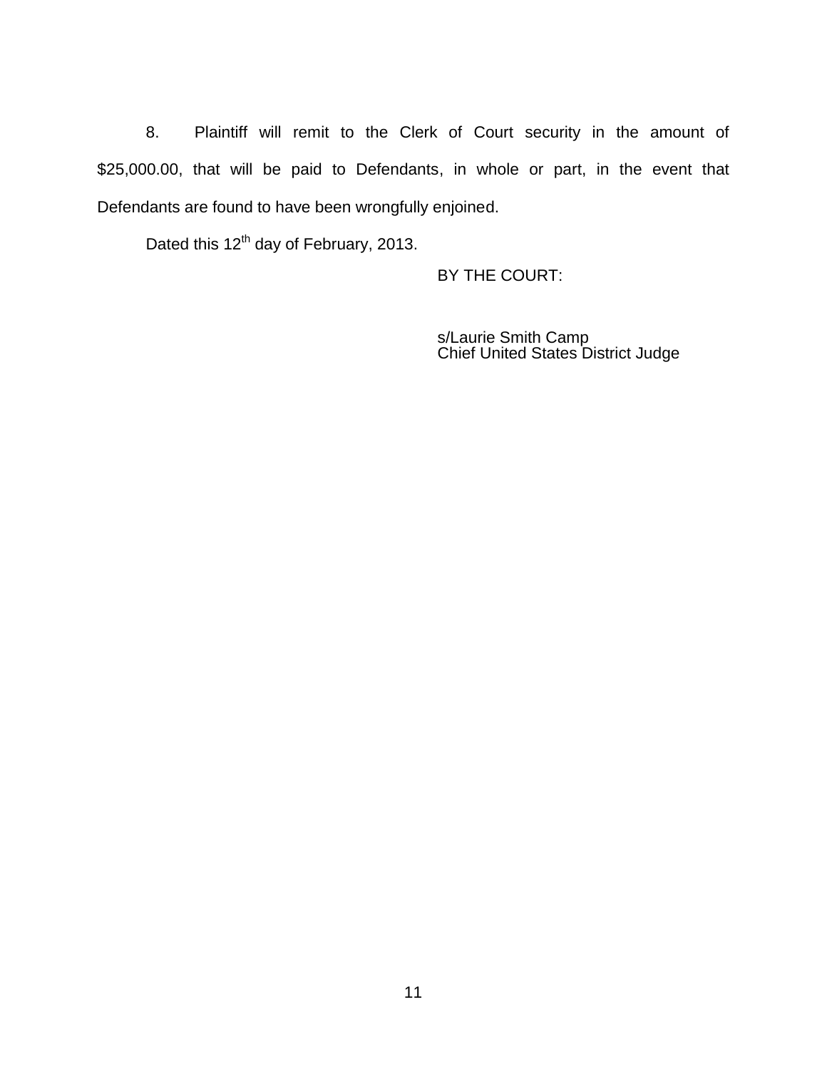8. Plaintiff will remit to the Clerk of Court security in the amount of $25,000.00, that will be paid to Defendants, in whole or part, in the event that Defendants are found to have been wrongfully enjoined.

Dated this 12th day of February, 2013.

BY THE COURT:

s/Laurie Smith Camp
Chief United States District Judge